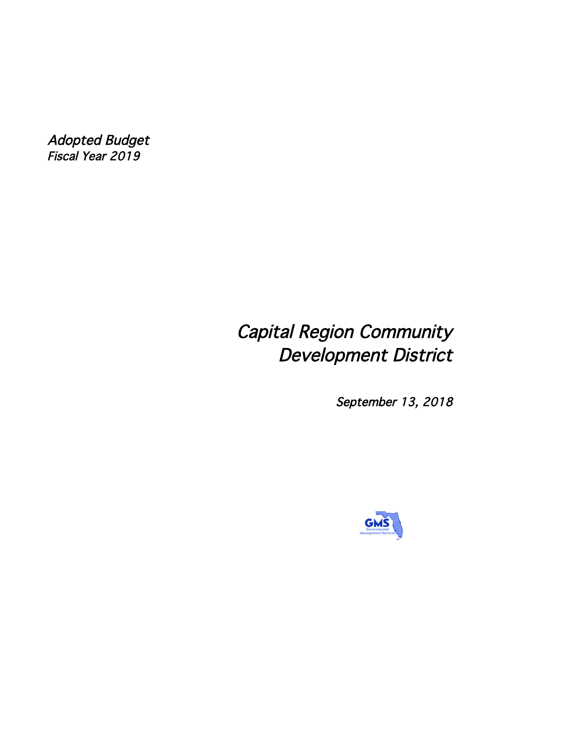*Adopted Budget*
*Fiscal Year 2019*

# *Capital Region Community Development District*

*September 13, 2018*

GMS
Governmental Management Services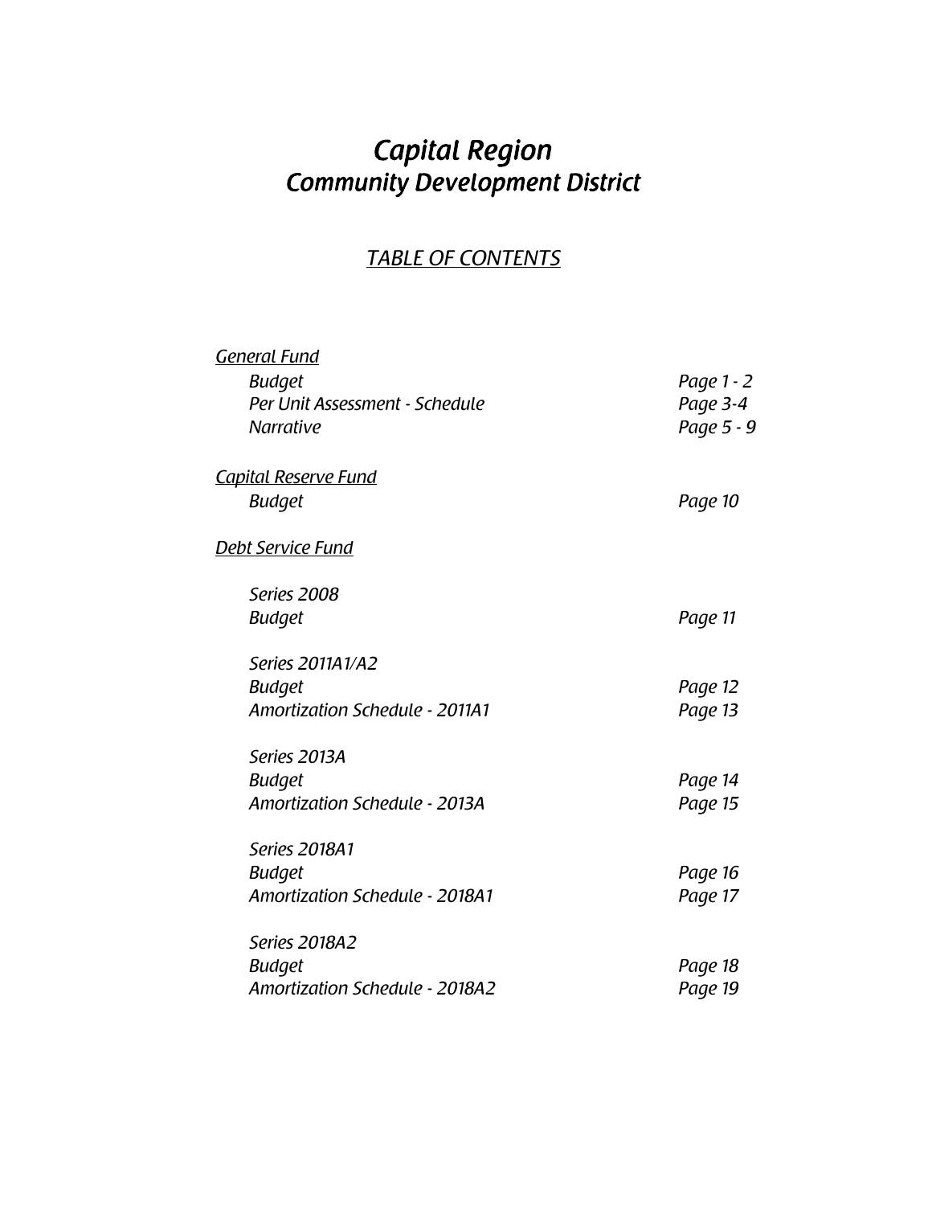# *Capital Region*
## *Community Development District*

### *TABLE OF CONTENTS*

| | |
|---|---|
| ***General Fund*** | |
| *Budget* | *Page 1 - 2* |
| *Per Unit Assessment - Schedule* | *Page 3-4* |
| *Narrative* | *Page 5 - 9* |
| ***Capital Reserve Fund*** | |
| *Budget* | *Page 10* |
| ***Debt Service Fund*** | |
| *Series 2008* | |
| *Budget* | *Page 11* |
| *Series 2011A1/A2* | |
| *Budget* | *Page 12* |
| *Amortization Schedule - 2011A1* | *Page 13* |
| *Series 2013A* | |
| *Budget* | *Page 14* |
| *Amortization Schedule - 2013A* | *Page 15* |
| *Series 2018A1* | |
| *Budget* | *Page 16* |
| *Amortization Schedule - 2018A1* | *Page 17* |
| *Series 2018A2* | |
| *Budget* | *Page 18* |
| *Amortization Schedule - 2018A2* | *Page 19* |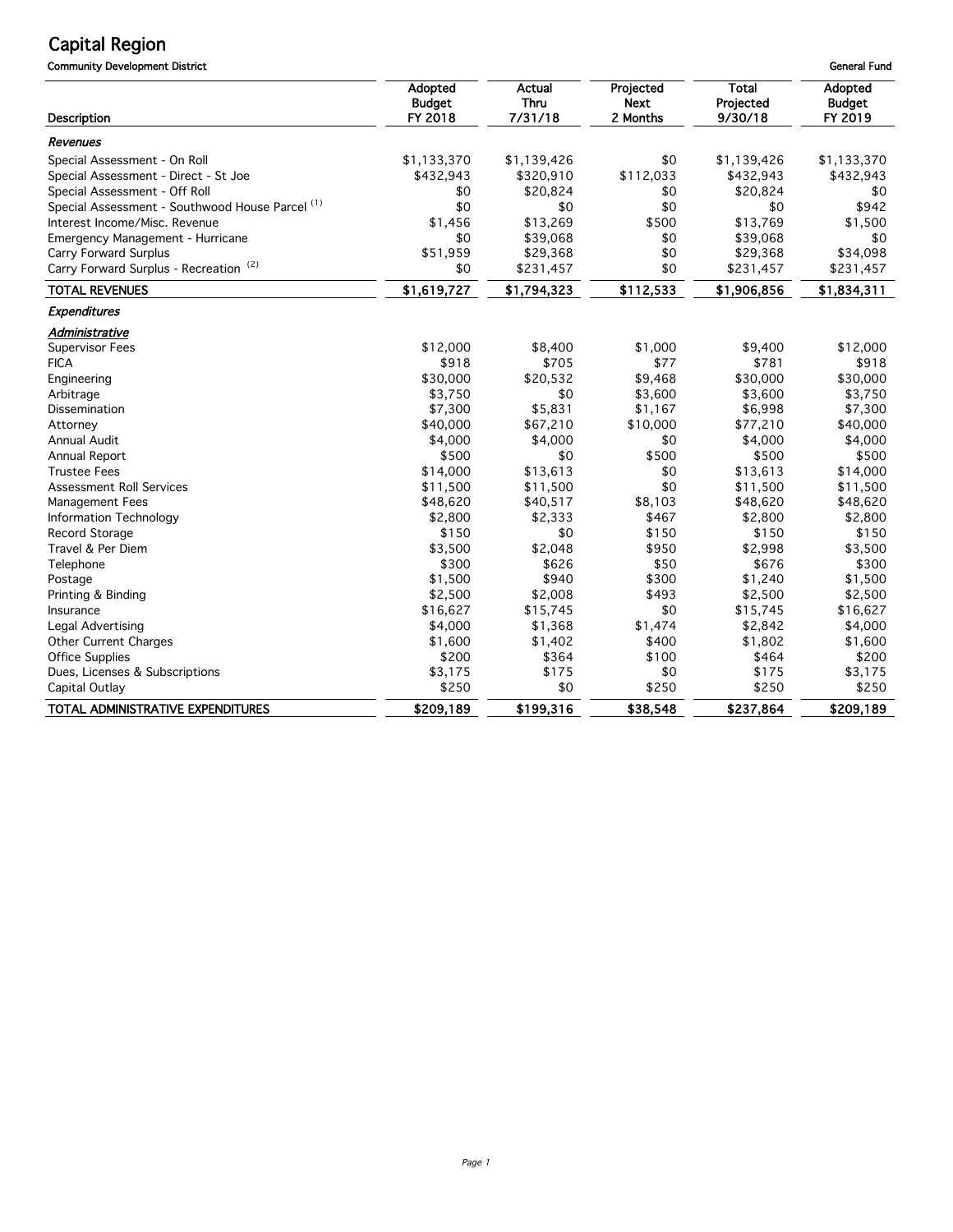# Capital Region

**Community Development District**

**General Fund**

| Description | Adopted Budget FY 2018 | Actual Thru 7/31/18 | Projected Next 2 Months | Total Projected 9/30/18 | Adopted Budget FY 2019 |
|---|---|---|---|---|---|
| ***Revenues*** | | | | | |
| Special Assessment - On Roll | $1,133,370 | $1,139,426 | $0 | $1,139,426 | $1,133,370 |
| Special Assessment - Direct - St Joe | $432,943 | $320,910 | $112,033 | $432,943 | $432,943 |
| Special Assessment - Off Roll | $0 | $20,824 | $0 | $20,824 | $0 |
| Special Assessment - Southwood House Parcel (1) | $0 | $0 | $0 | $0 | $942 |
| Interest Income/Misc. Revenue | $1,456 | $13,269 | $500 | $13,769 | $1,500 |
| Emergency Management - Hurricane | $0 | $39,068 | $0 | $39,068 | $0 |
| Carry Forward Surplus | $51,959 | $29,368 | $0 | $29,368 | $34,098 |
| Carry Forward Surplus - Recreation (2) | $0 | $231,457 | $0 | $231,457 | $231,457 |
| **TOTAL REVENUES** | **$1,619,727** | **$1,794,323** | **$112,533** | **$1,906,856** | **$1,834,311** |
| ***Expenditures*** | | | | | |
| ***Administrative*** | | | | | |
| Supervisor Fees | $12,000 | $8,400 | $1,000 | $9,400 | $12,000 |
| FICA | $918 | $705 | $77 | $781 | $918 |
| Engineering | $30,000 | $20,532 | $9,468 | $30,000 | $30,000 |
| Arbitrage | $3,750 | $0 | $3,600 | $3,600 | $3,750 |
| Dissemination | $7,300 | $5,831 | $1,167 | $6,998 | $7,300 |
| Attorney | $40,000 | $67,210 | $10,000 | $77,210 | $40,000 |
| Annual Audit | $4,000 | $4,000 | $0 | $4,000 | $4,000 |
| Annual Report | $500 | $0 | $500 | $500 | $500 |
| Trustee Fees | $14,000 | $13,613 | $0 | $13,613 | $14,000 |
| Assessment Roll Services | $11,500 | $11,500 | $0 | $11,500 | $11,500 |
| Management Fees | $48,620 | $40,517 | $8,103 | $48,620 | $48,620 |
| Information Technology | $2,800 | $2,333 | $467 | $2,800 | $2,800 |
| Record Storage | $150 | $0 | $150 | $150 | $150 |
| Travel & Per Diem | $3,500 | $2,048 | $950 | $2,998 | $3,500 |
| Telephone | $300 | $626 | $50 | $676 | $300 |
| Postage | $1,500 | $940 | $300 | $1,240 | $1,500 |
| Printing & Binding | $2,500 | $2,008 | $493 | $2,500 | $2,500 |
| Insurance | $16,627 | $15,745 | $0 | $15,745 | $16,627 |
| Legal Advertising | $4,000 | $1,368 | $1,474 | $2,842 | $4,000 |
| Other Current Charges | $1,600 | $1,402 | $400 | $1,802 | $1,600 |
| Office Supplies | $200 | $364 | $100 | $464 | $200 |
| Dues, Licenses & Subscriptions | $3,175 | $175 | $0 | $175 | $3,175 |
| Capital Outlay | $250 | $0 | $250 | $250 | $250 |
| **TOTAL ADMINISTRATIVE EXPENDITURES** | **$209,189** | **$199,316** | **$38,548** | **$237,864** | **$209,189** |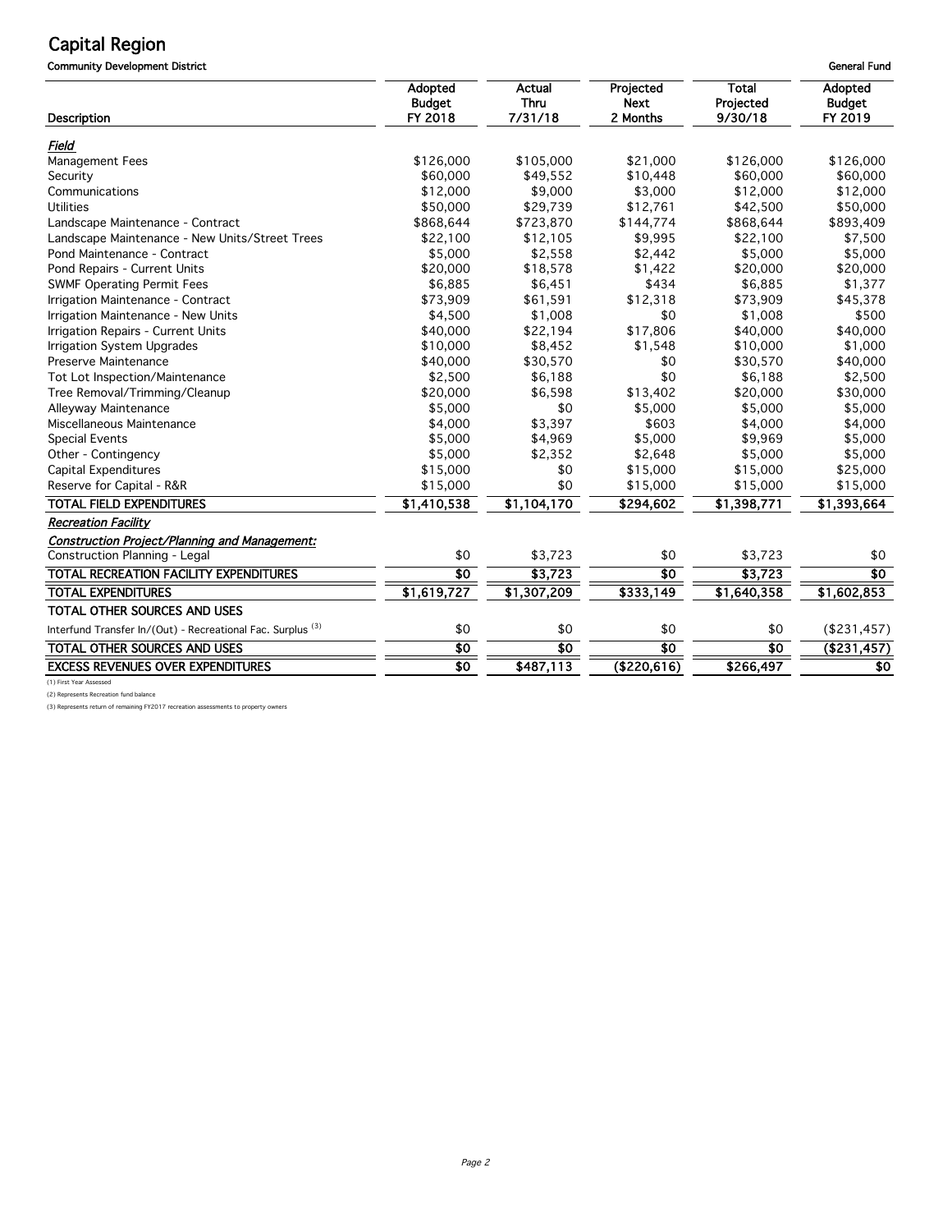# Capital Region

Community Development District

General Fund

| Description | Adopted Budget FY 2018 | Actual Thru 7/31/18 | Projected Next 2 Months | Total Projected 9/30/18 | Adopted Budget FY 2019 |
|---|---|---|---|---|---|
| ***Field*** | | | | | |
| Management Fees | $126,000 | $105,000 | $21,000 | $126,000 | $126,000 |
| Security | $60,000 | $49,552 | $10,448 | $60,000 | $60,000 |
| Communications | $12,000 | $9,000 | $3,000 | $12,000 | $12,000 |
| Utilities | $50,000 | $29,739 | $12,761 | $42,500 | $50,000 |
| Landscape Maintenance - Contract | $868,644 | $723,870 | $144,774 | $868,644 | $893,409 |
| Landscape Maintenance - New Units/Street Trees | $22,100 | $12,105 | $9,995 | $22,100 | $7,500 |
| Pond Maintenance - Contract | $5,000 | $2,558 | $2,442 | $5,000 | $5,000 |
| Pond Repairs - Current Units | $20,000 | $18,578 | $1,422 | $20,000 | $20,000 |
| SWMF Operating Permit Fees | $6,885 | $6,451 | $434 | $6,885 | $1,377 |
| Irrigation Maintenance - Contract | $73,909 | $61,591 | $12,318 | $73,909 | $45,378 |
| Irrigation Maintenance - New Units | $4,500 | $1,008 | $0 | $1,008 | $500 |
| Irrigation Repairs - Current Units | $40,000 | $22,194 | $17,806 | $40,000 | $40,000 |
| Irrigation System Upgrades | $10,000 | $8,452 | $1,548 | $10,000 | $1,000 |
| Preserve Maintenance | $40,000 | $30,570 | $0 | $30,570 | $40,000 |
| Tot Lot Inspection/Maintenance | $2,500 | $6,188 | $0 | $6,188 | $2,500 |
| Tree Removal/Trimming/Cleanup | $20,000 | $6,598 | $13,402 | $20,000 | $30,000 |
| Alleyway Maintenance | $5,000 | $0 | $5,000 | $5,000 | $5,000 |
| Miscellaneous Maintenance | $4,000 | $3,397 | $603 | $4,000 | $4,000 |
| Special Events | $5,000 | $4,969 | $5,000 | $9,969 | $5,000 |
| Other - Contingency | $5,000 | $2,352 | $2,648 | $5,000 | $5,000 |
| Capital Expenditures | $15,000 | $0 | $15,000 | $15,000 | $25,000 |
| Reserve for Capital - R&R | $15,000 | $0 | $15,000 | $15,000 | $15,000 |
| **TOTAL FIELD EXPENDITURES** | **$1,410,538** | **$1,104,170** | **$294,602** | **$1,398,771** | **$1,393,664** |
| ***Recreation Facility*** | | | | | |
| ***Construction Project/Planning and Management:*** | | | | | |
| Construction Planning - Legal | $0 | $3,723 | $0 | $3,723 | $0 |
| **TOTAL RECREATION FACILITY EXPENDITURES** | **$0** | **$3,723** | **$0** | **$3,723** | **$0** |
| **TOTAL EXPENDITURES** | **$1,619,727** | **$1,307,209** | **$333,149** | **$1,640,358** | **$1,602,853** |
| **TOTAL OTHER SOURCES AND USES** | | | | | |
| Interfund Transfer In/(Out) - Recreational Fac. Surplus [3] | $0 | $0 | $0 | $0 | ($231,457) |
| **TOTAL OTHER SOURCES AND USES** | **$0** | **$0** | **$0** | **$0** | **($231,457)** |
| **EXCESS REVENUES OVER EXPENDITURES** | **$0** | **$487,113** | **($220,616)** | **$266,497** | **$0** |

(1) First Year Assessed

(2) Represents Recreation fund balance

(3) Represents return of remaining FY2017 recreation assessments to property owners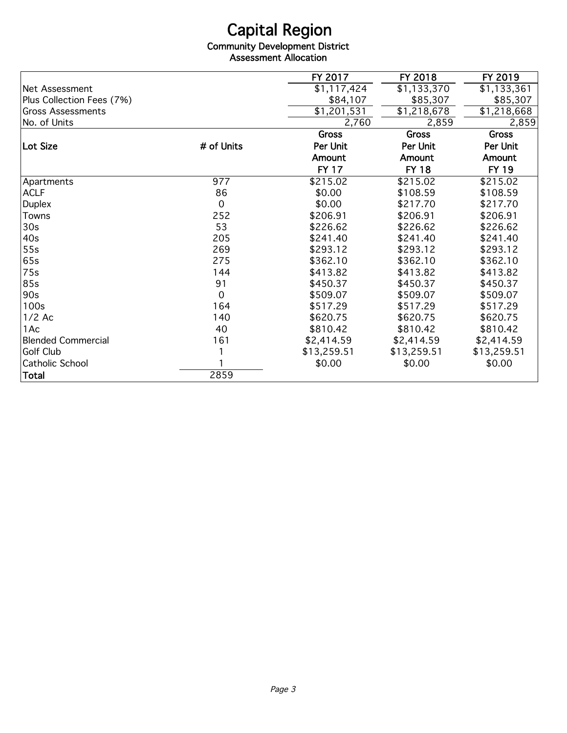# Capital Region

## Community Development District

### Assessment Allocation

| | | FY 2017 | FY 2018 | FY 2019 |
|---|---|---|---|---|
| Net Assessment | | $1,117,424 | $1,133,370 | $1,133,361 |
| Plus Collection Fees (7%) | | $84,107 | $85,307 | $85,307 |
| Gross Assessments | | $1,201,531 | $1,218,678 | $1,218,668 |
| No. of Units | | 2,760 | 2,859 | 2,859 |
| **Lot Size** | **# of Units** | **Gross Per Unit Amount FY 17** | **Gross Per Unit Amount FY 18** | **Gross Per Unit Amount FY 19** |
| Apartments | 977 | $215.02 | $215.02 | $215.02 |
| ACLF | 86 | $0.00 | $108.59 | $108.59 |
| Duplex | 0 | $0.00 | $217.70 | $217.70 |
| Towns | 252 | $206.91 | $206.91 | $206.91 |
| 30s | 53 | $226.62 | $226.62 | $226.62 |
| 40s | 205 | $241.40 | $241.40 | $241.40 |
| 55s | 269 | $293.12 | $293.12 | $293.12 |
| 65s | 275 | $362.10 | $362.10 | $362.10 |
| 75s | 144 | $413.82 | $413.82 | $413.82 |
| 85s | 91 | $450.37 | $450.37 | $450.37 |
| 90s | 0 | $509.07 | $509.07 | $509.07 |
| 100s | 164 | $517.29 | $517.29 | $517.29 |
| 1/2 Ac | 140 | $620.75 | $620.75 | $620.75 |
| 1Ac | 40 | $810.42 | $810.42 | $810.42 |
| Blended Commercial | 161 | $2,414.59 | $2,414.59 | $2,414.59 |
| Golf Club | 1 | $13,259.51 | $13,259.51 | $13,259.51 |
| Catholic School | 1 | $0.00 | $0.00 | $0.00 |
| **Total** | 2859 | | | |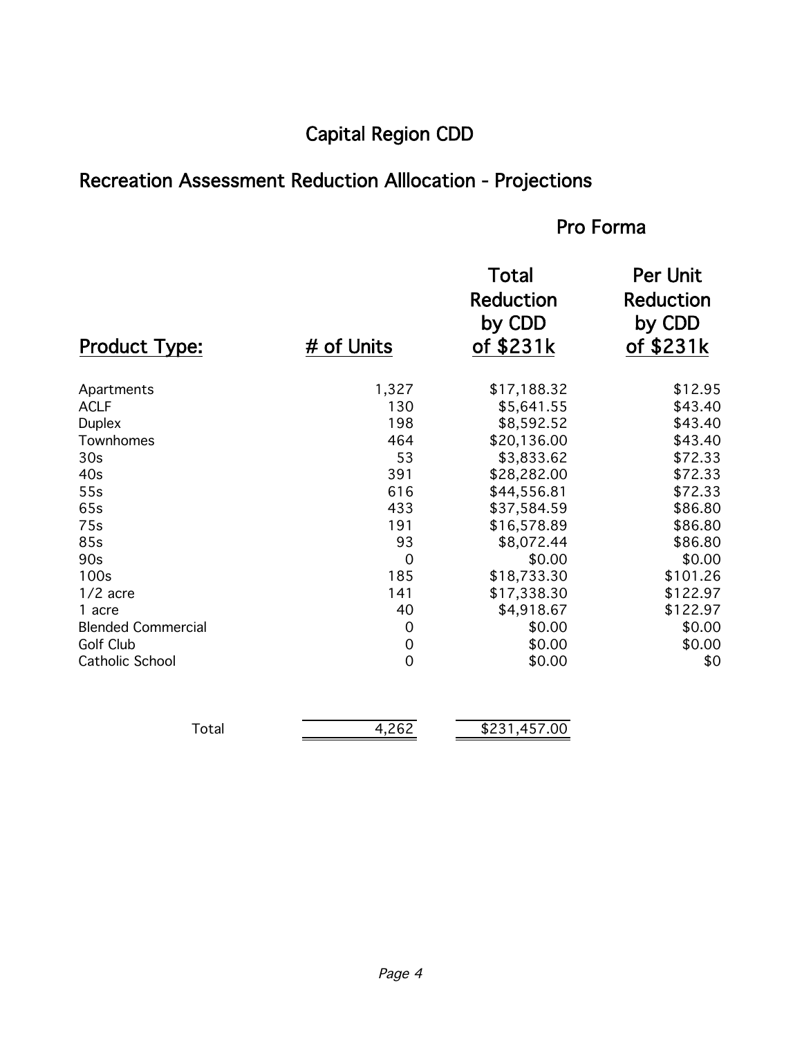# Capital Region CDD

## Recreation Assessment Reduction Alllocation - Projections

| | | Pro Forma | |
|---|---|---|---|
| **Product Type:** | **# of Units** | **Total Reduction by CDD of $231k** | **Per Unit Reduction by CDD of $231k** |
| Apartments | 1,327 | $17,188.32 | $12.95 |
| ACLF | 130 | $5,641.55 | $43.40 |
| Duplex | 198 | $8,592.52 | $43.40 |
| Townhomes | 464 | $20,136.00 | $43.40 |
| 30s | 53 | $3,833.62 | $72.33 |
| 40s | 391 | $28,282.00 | $72.33 |
| 55s | 616 | $44,556.81 | $72.33 |
| 65s | 433 | $37,584.59 | $86.80 |
| 75s | 191 | $16,578.89 | $86.80 |
| 85s | 93 | $8,072.44 | $86.80 |
| 90s | 0 | $0.00 | $0.00 |
| 100s | 185 | $18,733.30 | $101.26 |
| 1/2 acre | 141 | $17,338.30 | $122.97 |
| 1 acre | 40 | $4,918.67 | $122.97 |
| Blended Commercial | 0 | $0.00 | $0.00 |
| Golf Club | 0 | $0.00 | $0.00 |
| Catholic School | 0 | $0.00 | $0 |
| Total | 4,262 | $231,457.00 | |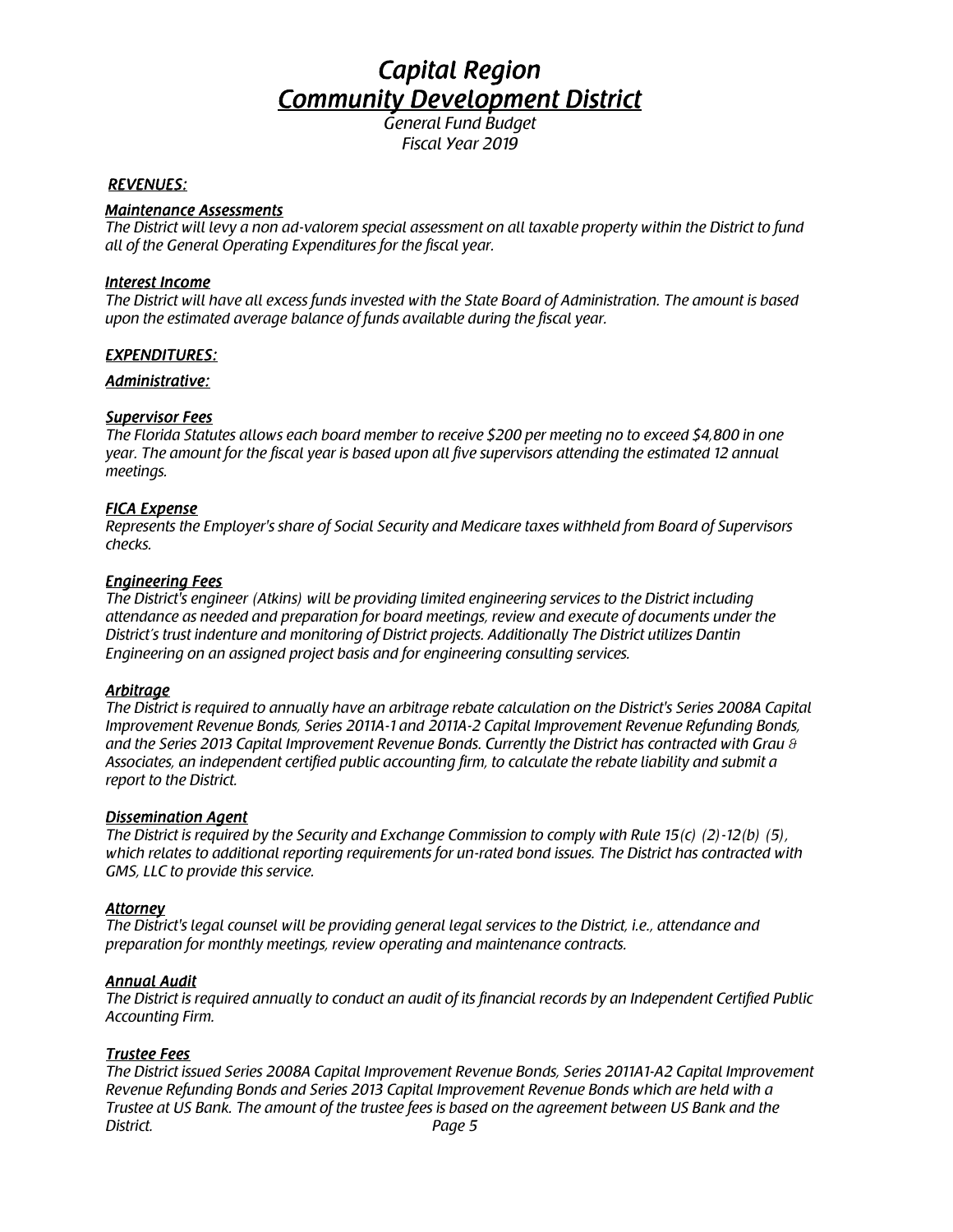# *Capital Region*
# *Community Development District*

*General Fund Budget*
*Fiscal Year 2019*

## ***REVENUES:***

### ***Maintenance Assessments***

*The District will levy a non ad-valorem special assessment on all taxable property within the District to fund all of the General Operating Expenditures for the fiscal year.*

### ***Interest Income***

*The District will have all excess funds invested with the State Board of Administration. The amount is based upon the estimated average balance of funds available during the fiscal year.*

## ***EXPENDITURES:***

### ***Administrative:***

### ***Supervisor Fees***

*The Florida Statutes allows each board member to receive $200 per meeting no to exceed $4,800 in one year. The amount for the fiscal year is based upon all five supervisors attending the estimated 12 annual meetings.*

### ***FICA Expense***

*Represents the Employer's share of Social Security and Medicare taxes withheld from Board of Supervisors checks.*

### ***Engineering Fees***

*The District's engineer (Atkins) will be providing limited engineering services to the District including attendance as needed and preparation for board meetings, review and execute of documents under the District's trust indenture and monitoring of District projects. Additionally The District utilizes Dantin Engineering on an assigned project basis and for engineering consulting services.*

### ***Arbitrage***

*The District is required to annually have an arbitrage rebate calculation on the District's Series 2008A Capital Improvement Revenue Bonds, Series 2011A-1 and 2011A-2 Capital Improvement Revenue Refunding Bonds, and the Series 2013 Capital Improvement Revenue Bonds. Currently the District has contracted with Grau & Associates, an independent certified public accounting firm, to calculate the rebate liability and submit a report to the District.*

### ***Dissemination Agent***

*The District is required by the Security and Exchange Commission to comply with Rule 15(c) (2)-12(b) (5), which relates to additional reporting requirements for un-rated bond issues. The District has contracted with GMS, LLC to provide this service.*

### ***Attorney***

*The District's legal counsel will be providing general legal services to the District, i.e., attendance and preparation for monthly meetings, review operating and maintenance contracts.*

### ***Annual Audit***

*The District is required annually to conduct an audit of its financial records by an Independent Certified Public Accounting Firm.*

### ***Trustee Fees***

*The District issued Series 2008A Capital Improvement Revenue Bonds, Series 2011A1-A2 Capital Improvement Revenue Refunding Bonds and Series 2013 Capital Improvement Revenue Bonds which are held with a Trustee at US Bank. The amount of the trustee fees is based on the agreement between US Bank and the District.*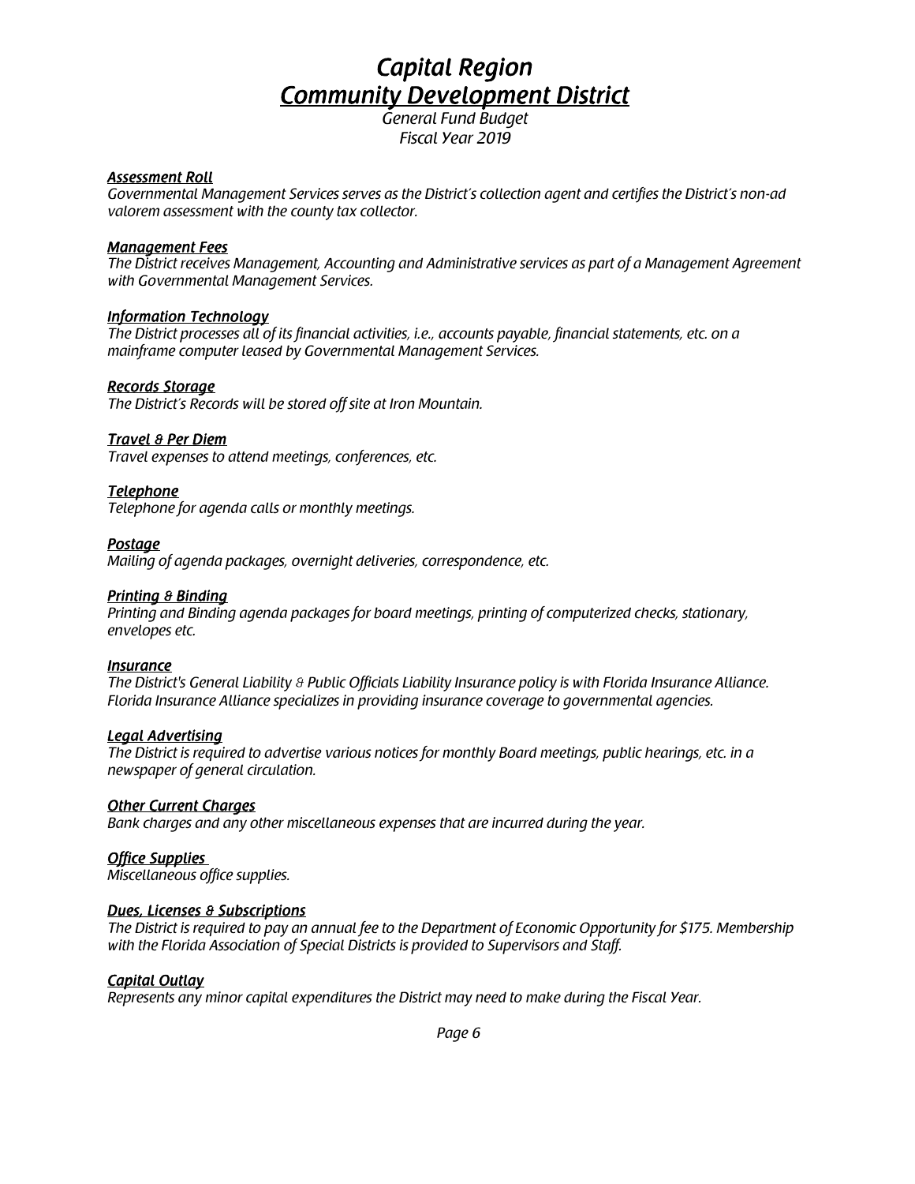# Capital Region
# Community Development District

*General Fund Budget*
*Fiscal Year 2019*

***Assessment Roll***
*Governmental Management Services serves as the District's collection agent and certifies the District's non-ad valorem assessment with the county tax collector.*

***Management Fees***
*The District receives Management, Accounting and Administrative services as part of a Management Agreement with Governmental Management Services.*

***Information Technology***
*The District processes all of its financial activities, i.e., accounts payable, financial statements, etc. on a mainframe computer leased by Governmental Management Services.*

***Records Storage***
*The District's Records will be stored off site at Iron Mountain.*

***Travel & Per Diem***
*Travel expenses to attend meetings, conferences, etc.*

***Telephone***
*Telephone for agenda calls or monthly meetings.*

***Postage***
*Mailing of agenda packages, overnight deliveries, correspondence, etc.*

***Printing & Binding***
*Printing and Binding agenda packages for board meetings, printing of computerized checks, stationary, envelopes etc.*

***Insurance***
*The District's General Liability & Public Officials Liability Insurance policy is with Florida Insurance Alliance. Florida Insurance Alliance specializes in providing insurance coverage to governmental agencies.*

***Legal Advertising***
*The District is required to advertise various notices for monthly Board meetings, public hearings, etc. in a newspaper of general circulation.*

***Other Current Charges***
*Bank charges and any other miscellaneous expenses that are incurred during the year.*

***Office Supplies***
*Miscellaneous office supplies.*

***Dues, Licenses & Subscriptions***
*The District is required to pay an annual fee to the Department of Economic Opportunity for $175. Membership with the Florida Association of Special Districts is provided to Supervisors and Staff.*

***Capital Outlay***
*Represents any minor capital expenditures the District may need to make during the Fiscal Year.*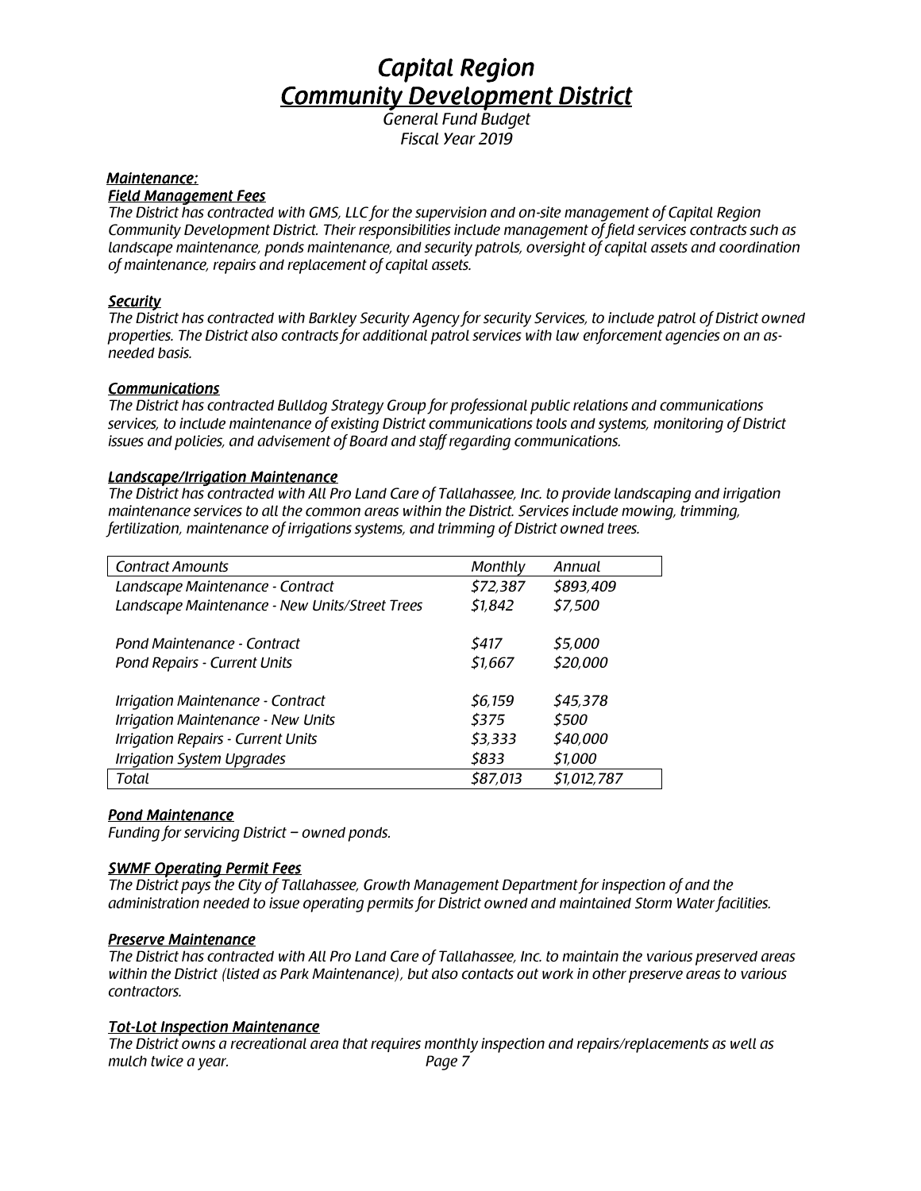# *Capital Region*
# *Community Development District*

*General Fund Budget*
*Fiscal Year 2019*

***Maintenance:***

***Field Management Fees***

*The District has contracted with GMS, LLC for the supervision and on-site management of Capital Region Community Development District. Their responsibilities include management of field services contracts such as landscape maintenance, ponds maintenance, and security patrols, oversight of capital assets and coordination of maintenance, repairs and replacement of capital assets.*

***Security***

*The District has contracted with Barkley Security Agency for security Services, to include patrol of District owned properties. The District also contracts for additional patrol services with law enforcement agencies on an as-needed basis.*

***Communications***

*The District has contracted Bulldog Strategy Group for professional public relations and communications services, to include maintenance of existing District communications tools and systems, monitoring of District issues and policies, and advisement of Board and staff regarding communications.*

***Landscape/Irrigation Maintenance***

*The District has contracted with All Pro Land Care of Tallahassee, Inc. to provide landscaping and irrigation maintenance services to all the common areas within the District. Services include mowing, trimming, fertilization, maintenance of irrigations systems, and trimming of District owned trees.*

| *Contract Amounts* | *Monthly* | *Annual* |
|---|---|---|
| *Landscape Maintenance - Contract* | *$72,387* | *$893,409* |
| *Landscape Maintenance - New Units/Street Trees* | *$1,842* | *$7,500* |
| | | |
| *Pond Maintenance - Contract* | *$417* | *$5,000* |
| *Pond Repairs - Current Units* | *$1,667* | *$20,000* |
| | | |
| *Irrigation Maintenance - Contract* | *$6,159* | *$45,378* |
| *Irrigation Maintenance - New Units* | *$375* | *$500* |
| *Irrigation Repairs - Current Units* | *$3,333* | *$40,000* |
| *Irrigation System Upgrades* | *$833* | *$1,000* |
| *Total* | *$87,013* | *$1,012,787* |

***Pond Maintenance***

*Funding for servicing District – owned ponds.*

***SWMF Operating Permit Fees***

*The District pays the City of Tallahassee, Growth Management Department for inspection of and the administration needed to issue operating permits for District owned and maintained Storm Water facilities.*

***Preserve Maintenance***

*The District has contracted with All Pro Land Care of Tallahassee, Inc. to maintain the various preserved areas within the District (listed as Park Maintenance), but also contacts out work in other preserve areas to various contractors.*

***Tot-Lot Inspection Maintenance***

*The District owns a recreational area that requires monthly inspection and repairs/replacements as well as mulch twice a year.*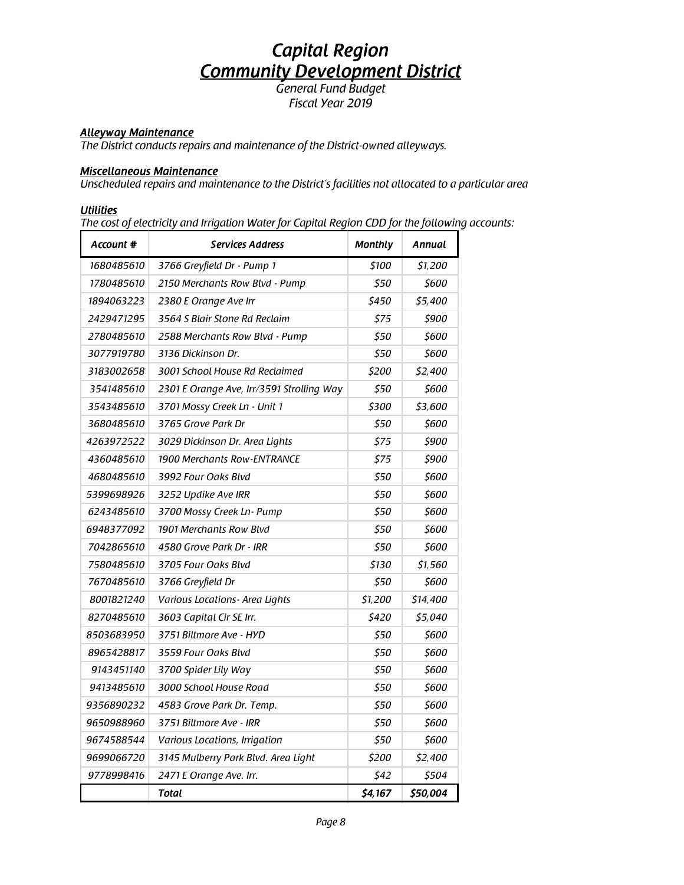# Capital Region
## Community Development District

*General Fund Budget*
*Fiscal Year 2019*

***Alleyway Maintenance***
*The District conducts repairs and maintenance of the District-owned alleyways.*

***Miscellaneous Maintenance***
*Unscheduled repairs and maintenance to the District's facilities not allocated to a particular area*

***Utilities***
*The cost of electricity and Irrigation Water for Capital Region CDD for the following accounts:*

| Account # | Services Address | Monthly | Annual |
|---|---|---|---|
| 1680485610 | 3766 Greyfield Dr - Pump 1 | $100 | $1,200 |
| 1780485610 | 2150 Merchants Row Blvd - Pump | $50 | $600 |
| 1894063223 | 2380 E Orange Ave Irr | $450 | $5,400 |
| 2429471295 | 3564 S Blair Stone Rd Reclaim | $75 | $900 |
| 2780485610 | 2588 Merchants Row Blvd - Pump | $50 | $600 |
| 3077919780 | 3136 Dickinson Dr. | $50 | $600 |
| 3183002658 | 3001 School House Rd Reclaimed | $200 | $2,400 |
| 3541485610 | 2301 E Orange Ave, Irr/3591 Strolling Way | $50 | $600 |
| 3543485610 | 3701 Mossy Creek Ln - Unit 1 | $300 | $3,600 |
| 3680485610 | 3765 Grove Park Dr | $50 | $600 |
| 4263972522 | 3029 Dickinson Dr. Area Lights | $75 | $900 |
| 4360485610 | 1900 Merchants Row-ENTRANCE | $75 | $900 |
| 4680485610 | 3992 Four Oaks Blvd | $50 | $600 |
| 5399698926 | 3252 Updike Ave IRR | $50 | $600 |
| 6243485610 | 3700 Mossy Creek Ln- Pump | $50 | $600 |
| 6948377092 | 1901 Merchants Row Blvd | $50 | $600 |
| 7042865610 | 4580 Grove Park Dr - IRR | $50 | $600 |
| 7580485610 | 3705 Four Oaks Blvd | $130 | $1,560 |
| 7670485610 | 3766 Greyfield Dr | $50 | $600 |
| 8001821240 | Various Locations- Area Lights | $1,200 | $14,400 |
| 8270485610 | 3603 Capital Cir SE Irr. | $420 | $5,040 |
| 8503683950 | 3751 Biltmore Ave - HYD | $50 | $600 |
| 8965428817 | 3559 Four Oaks Blvd | $50 | $600 |
| 9143451140 | 3700 Spider Lily Way | $50 | $600 |
| 9413485610 | 3000 School House Road | $50 | $600 |
| 9356890232 | 4583 Grove Park Dr. Temp. | $50 | $600 |
| 9650988960 | 3751 Biltmore Ave - IRR | $50 | $600 |
| 9674588544 | Various Locations, Irrigation | $50 | $600 |
| 9699066720 | 3145 Mulberry Park Blvd. Area Light | $200 | $2,400 |
| 9778998416 | 2471 E Orange Ave. Irr. | $42 | $504 |
| | **Total** | **$4,167** | **$50,004** |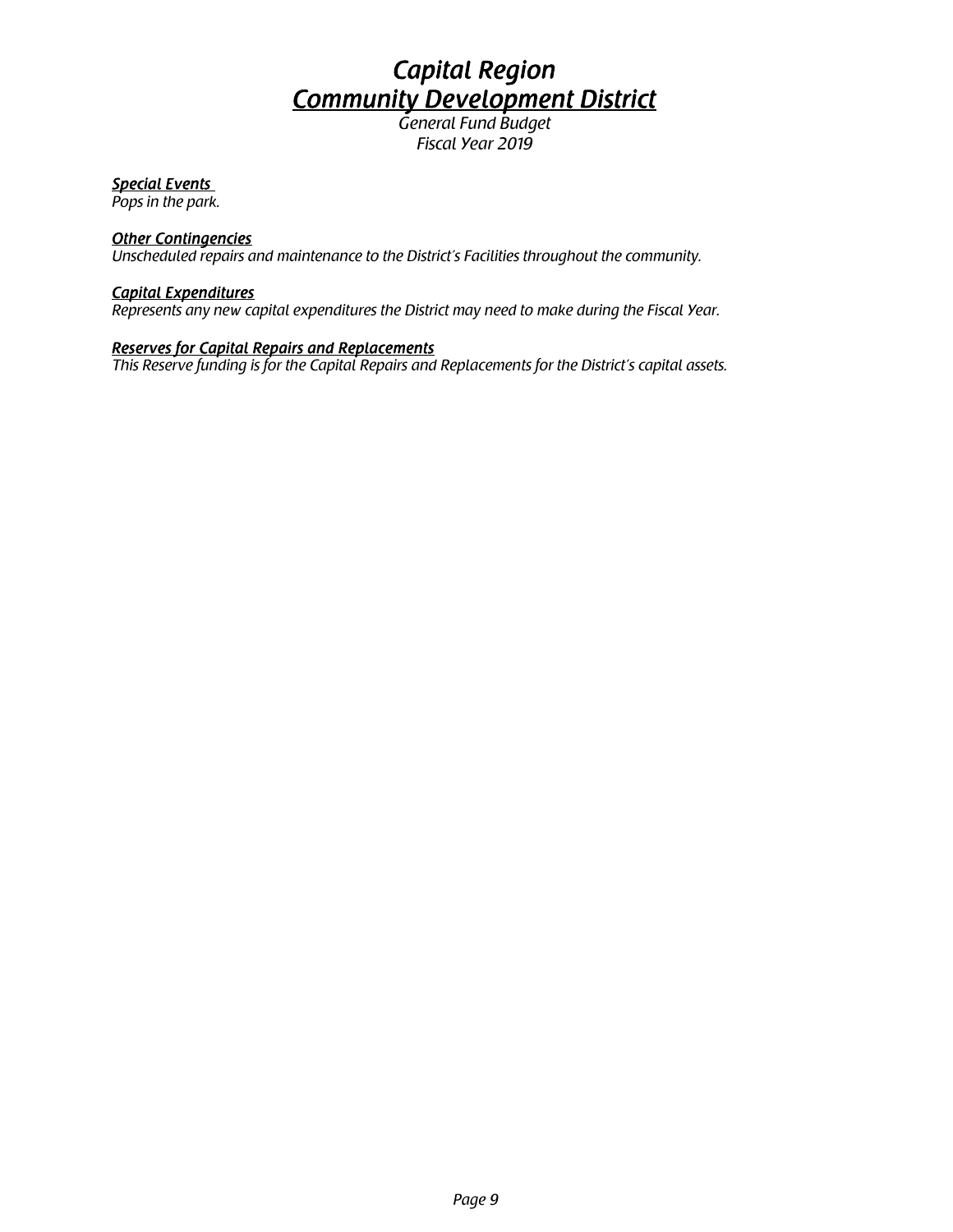# *Capital Region*
# ***Community Development District***

*General Fund Budget*
*Fiscal Year 2019*

***Special Events***
*Pops in the park.*

***Other Contingencies***
*Unscheduled repairs and maintenance to the District's Facilities throughout the community.*

***Capital Expenditures***
*Represents any new capital expenditures the District may need to make during the Fiscal Year.*

***Reserves for Capital Repairs and Replacements***
*This Reserve funding is for the Capital Repairs and Replacements for the District's capital assets.*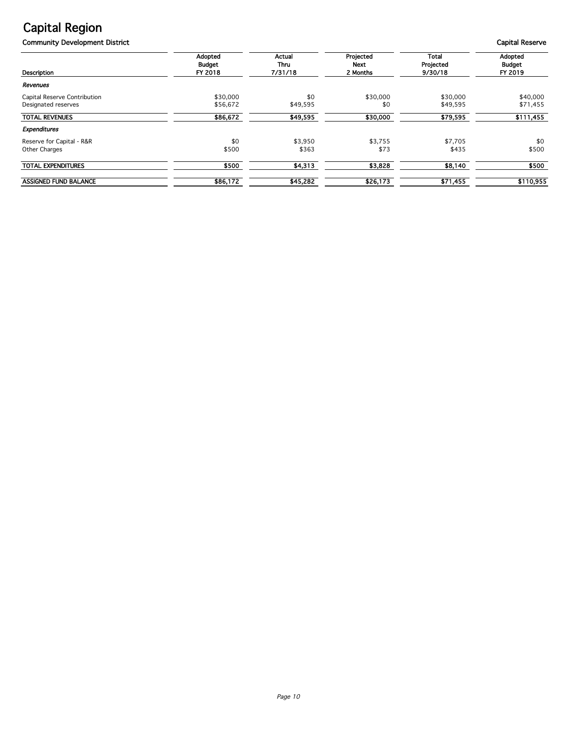# Capital Region

**Community Development District** — **Capital Reserve**

| Description | Adopted Budget FY 2018 | Actual Thru 7/31/18 | Projected Next 2 Months | Total Projected 9/30/18 | Adopted Budget FY 2019 |
|---|---|---|---|---|---|
| ***Revenues*** | | | | | |
| Capital Reserve Contribution | $30,000 | $0 | $30,000 | $30,000 | $40,000 |
| Designated reserves | $56,672 | $49,595 | $0 | $49,595 | $71,455 |
| **TOTAL REVENUES** | **$86,672** | **$49,595** | **$30,000** | **$79,595** | **$111,455** |
| ***Expenditures*** | | | | | |
| Reserve for Capital - R&R | $0 | $3,950 | $3,755 | $7,705 | $0 |
| Other Charges | $500 | $363 | $73 | $435 | $500 |
| **TOTAL EXPENDITURES** | **$500** | **$4,313** | **$3,828** | **$8,140** | **$500** |
| **ASSIGNED FUND BALANCE** | **$86,172** | **$45,282** | **$26,173** | **$71,455** | **$110,955** |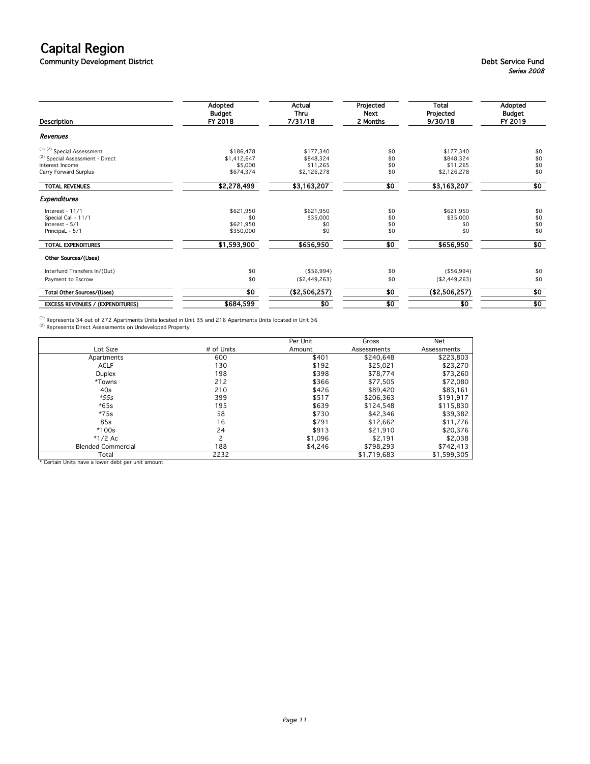# Capital Region

**Community Development District**

**Debt Service Fund**

*Series 2008*

| Description | Adopted Budget FY 2018 | Actual Thru 7/31/18 | Projected Next 2 Months | Total Projected 9/30/18 | Adopted Budget FY 2019 |
|---|---|---|---|---|---|
| ***Revenues*** | | | | | |
| (1) (2) Special Assessment | $186,478 | $177,340 | $0 | $177,340 | $0 |
| (2) Special Assessment - Direct | $1,412,647 | $848,324 | $0 | $848,324 | $0 |
| Interest Income | $5,000 | $11,265 | $0 | $11,265 | $0 |
| Carry Forward Surplus | $674,374 | $2,126,278 | $0 | $2,126,278 | $0 |
| **TOTAL REVENUES** | **$2,278,499** | **$3,163,207** | **$0** | **$3,163,207** | **$0** |
| ***Expenditures*** | | | | | |
| Interest - 11/1 | $621,950 | $621,950 | $0 | $621,950 | $0 |
| Special Call - 11/1 | $0 | $35,000 | $0 | $35,000 | $0 |
| Interest - 5/1 | $621,950 | $0 | $0 | $0 | $0 |
| PrincipaL - 5/1 | $350,000 | $0 | $0 | $0 | $0 |
| **TOTAL EXPENDITURES** | **$1,593,900** | **$656,950** | **$0** | **$656,950** | **$0** |
| **Other Sources/(Uses)** | | | | | |
| Interfund Transfers In/(Out) | $0 | ($56,994) | $0 | ($56,994) | $0 |
| Payment to Escrow | $0 | ($2,449,263) | $0 | ($2,449,263) | $0 |
| **Total Other Sources/(Uses)** | **$0** | **($2,506,257)** | **$0** | **($2,506,257)** | **$0** |
| **EXCESS REVENUES / (EXPENDITURES)** | **$684,599** | **$0** | **$0** | **$0** | **$0** |

(1) Represents 34 out of 272 Apartments Units located in Unit 35 and 216 Apartments Units located in Unit 36

(2) Represents Direct Assessments on Undeveloped Property

| Lot Size | # of Units | Per Unit Amount | Gross Assessments | Net Assessments |
|---|---|---|---|---|
| Apartments | 600 | $401 | $240,648 | $223,803 |
| ACLF | 130 | $192 | $25,021 | $23,270 |
| Duplex | 198 | $398 | $78,774 | $73,260 |
| *Towns | 212 | $366 | $77,505 | $72,080 |
| 40s | 210 | $426 | $89,420 | $83,161 |
| *55s | 399 | $517 | $206,363 | $191,917 |
| *65s | 195 | $639 | $124,548 | $115,830 |
| *75s | 58 | $730 | $42,346 | $39,382 |
| 85s | 16 | $791 | $12,662 | $11,776 |
| *100s | 24 | $913 | $21,910 | $20,376 |
| *1/2 Ac | 2 | $1,096 | $2,191 | $2,038 |
| Blended Commercial | 188 | $4,246 | $798,293 | $742,413 |
| Total | 2232 | | $1,719,683 | $1,599,305 |

* Certain Units have a lower debt per unit amount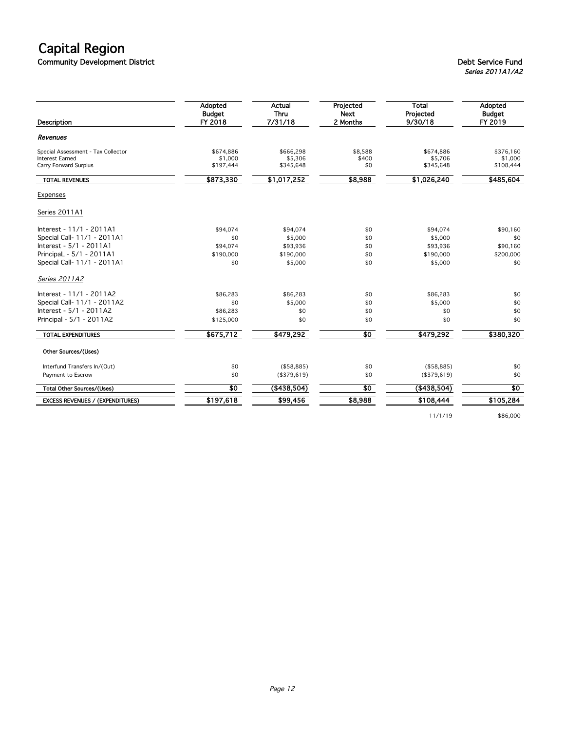# Capital Region

## Community Development District

**Debt Service Fund**
*Series 2011A1/A2*

| Description | Adopted Budget FY 2018 | Actual Thru 7/31/18 | Projected Next 2 Months | Total Projected 9/30/18 | Adopted Budget FY 2019 |
|---|---|---|---|---|---|
| ***Revenues*** | | | | | |
| Special Assessment - Tax Collector | $674,886 | $666,298 | $8,588 | $674,886 | $376,160 |
| Interest Earned | $1,000 | $5,306 | $400 | $5,706 | $1,000 |
| Carry Forward Surplus | $197,444 | $345,648 | $0 | $345,648 | $108,444 |
| **TOTAL REVENUES** | **$873,330** | **$1,017,252** | **$8,988** | **$1,026,240** | **$485,604** |
| Expenses | | | | | |
| Series 2011A1 | | | | | |
| Interest - 11/1 - 2011A1 | $94,074 | $94,074 | $0 | $94,074 | $90,160 |
| Special Call- 11/1 - 2011A1 | $0 | $5,000 | $0 | $5,000 | $0 |
| Interest - 5/1 - 2011A1 | $94,074 | $93,936 | $0 | $93,936 | $90,160 |
| PrincipaL - 5/1 - 2011A1 | $190,000 | $190,000 | $0 | $190,000 | $200,000 |
| Special Call- 11/1 - 2011A1 | $0 | $5,000 | $0 | $5,000 | $0 |
| *Series 2011A2* | | | | | |
| Interest - 11/1 - 2011A2 | $86,283 | $86,283 | $0 | $86,283 | $0 |
| Special Call- 11/1 - 2011A2 | $0 | $5,000 | $0 | $5,000 | $0 |
| Interest - 5/1 - 2011A2 | $86,283 | $0 | $0 | $0 | $0 |
| Principal - 5/1 - 2011A2 | $125,000 | $0 | $0 | $0 | $0 |
| **TOTAL EXPENDITURES** | **$675,712** | **$479,292** | **$0** | **$479,292** | **$380,320** |
| **Other Sources/(Uses)** | | | | | |
| Interfund Transfers In/(Out) | $0 | ($58,885) | $0 | ($58,885) | $0 |
| Payment to Escrow | $0 | ($379,619) | $0 | ($379,619) | $0 |
| **Total Other Sources/(Uses)** | **$0** | **($438,504)** | **$0** | **($438,504)** | **$0** |
| **EXCESS REVENUES / (EXPENDITURES)** | **$197,618** | **$99,456** | **$8,988** | **$108,444** | **$105,284** |
| | | | | 11/1/19 | $86,000 |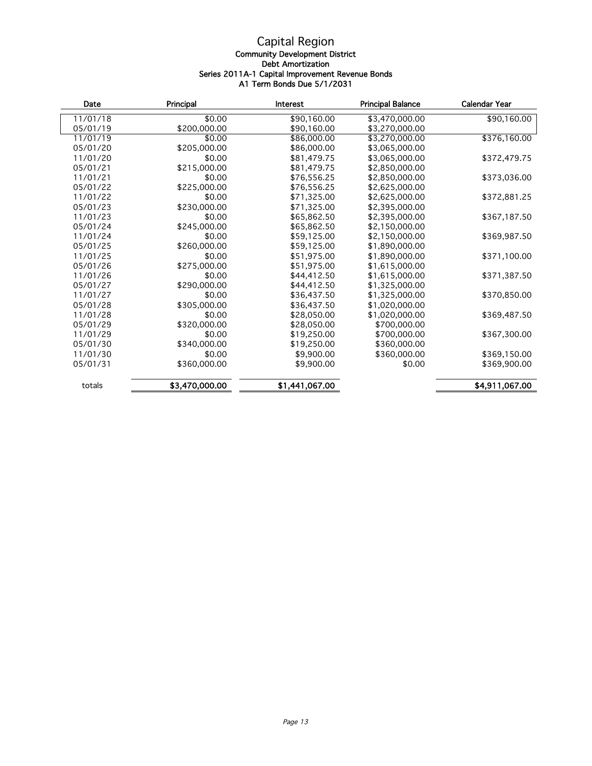# Capital Region

### Community Development District
### Debt Amortization
### Series 2011A-1 Capital Improvement Revenue Bonds
### A1 Term Bonds Due 5/1/2031

| Date | Principal | Interest | Principal Balance | Calendar Year |
|---|---|---|---|---|
| 11/01/18 | $0.00 | $90,160.00 | $3,470,000.00 | $90,160.00 |
| 05/01/19 | $200,000.00 | $90,160.00 | $3,270,000.00 | |
| 11/01/19 | $0.00 | $86,000.00 | $3,270,000.00 | $376,160.00 |
| 05/01/20 | $205,000.00 | $86,000.00 | $3,065,000.00 | |
| 11/01/20 | $0.00 | $81,479.75 | $3,065,000.00 | $372,479.75 |
| 05/01/21 | $215,000.00 | $81,479.75 | $2,850,000.00 | |
| 11/01/21 | $0.00 | $76,556.25 | $2,850,000.00 | $373,036.00 |
| 05/01/22 | $225,000.00 | $76,556.25 | $2,625,000.00 | |
| 11/01/22 | $0.00 | $71,325.00 | $2,625,000.00 | $372,881.25 |
| 05/01/23 | $230,000.00 | $71,325.00 | $2,395,000.00 | |
| 11/01/23 | $0.00 | $65,862.50 | $2,395,000.00 | $367,187.50 |
| 05/01/24 | $245,000.00 | $65,862.50 | $2,150,000.00 | |
| 11/01/24 | $0.00 | $59,125.00 | $2,150,000.00 | $369,987.50 |
| 05/01/25 | $260,000.00 | $59,125.00 | $1,890,000.00 | |
| 11/01/25 | $0.00 | $51,975.00 | $1,890,000.00 | $371,100.00 |
| 05/01/26 | $275,000.00 | $51,975.00 | $1,615,000.00 | |
| 11/01/26 | $0.00 | $44,412.50 | $1,615,000.00 | $371,387.50 |
| 05/01/27 | $290,000.00 | $44,412.50 | $1,325,000.00 | |
| 11/01/27 | $0.00 | $36,437.50 | $1,325,000.00 | $370,850.00 |
| 05/01/28 | $305,000.00 | $36,437.50 | $1,020,000.00 | |
| 11/01/28 | $0.00 | $28,050.00 | $1,020,000.00 | $369,487.50 |
| 05/01/29 | $320,000.00 | $28,050.00 | $700,000.00 | |
| 11/01/29 | $0.00 | $19,250.00 | $700,000.00 | $367,300.00 |
| 05/01/30 | $340,000.00 | $19,250.00 | $360,000.00 | |
| 11/01/30 | $0.00 | $9,900.00 | $360,000.00 | $369,150.00 |
| 05/01/31 | $360,000.00 | $9,900.00 | $0.00 | $369,900.00 |
| totals | **$3,470,000.00** | **$1,441,067.00** | | **$4,911,067.00** |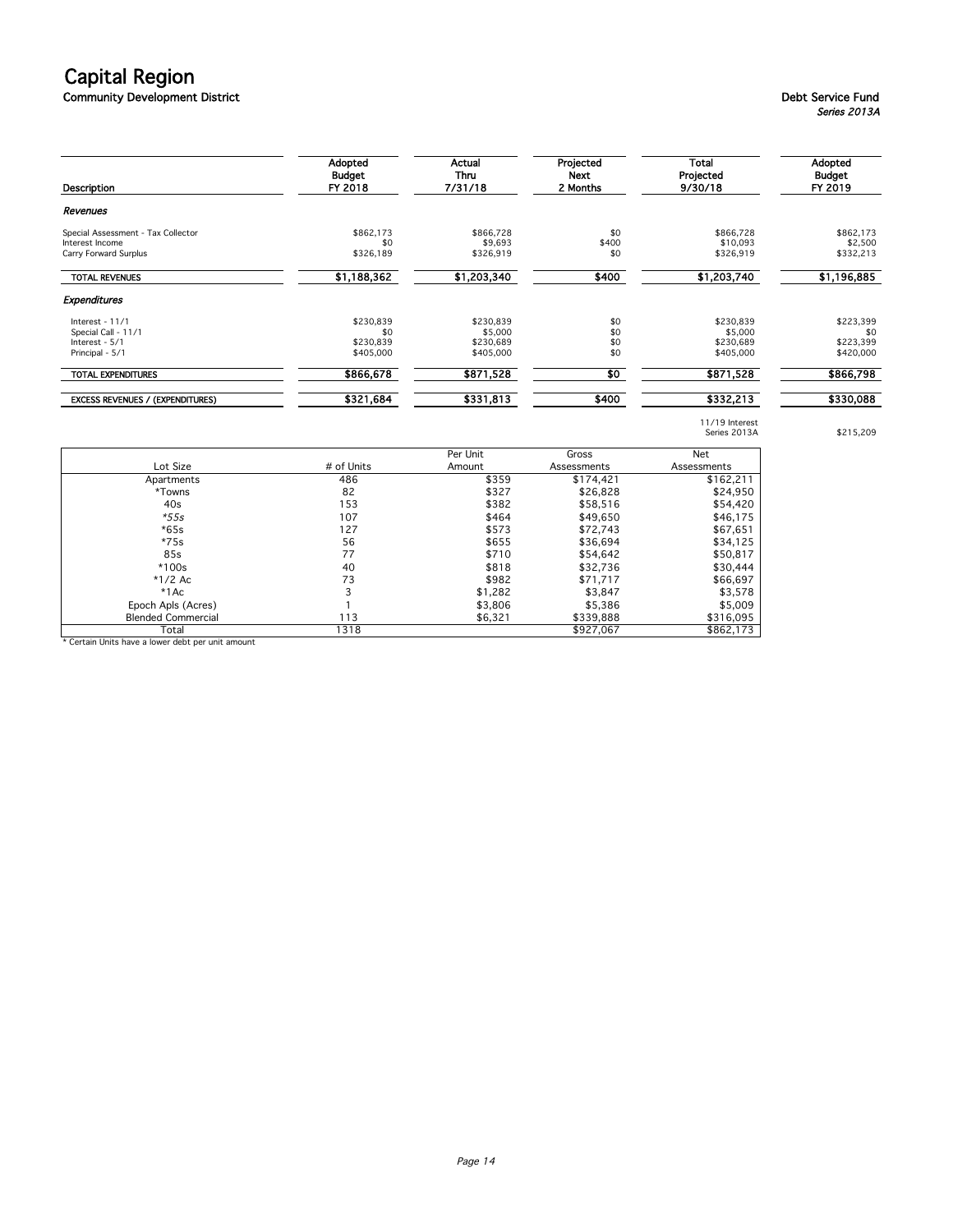# Capital Region

## Community Development District

**Debt Service Fund**
*Series 2013A*

| Description | Adopted Budget FY 2018 | Actual Thru 7/31/18 | Projected Next 2 Months | Total Projected 9/30/18 | Adopted Budget FY 2019 |
|---|---|---|---|---|---|
| ***Revenues*** | | | | | |
| Special Assessment - Tax Collector | $862,173 | $866,728 | $0 | $866,728 | $862,173 |
| Interest Income | $0 | $9,693 | $400 | $10,093 | $2,500 |
| Carry Forward Surplus | $326,189 | $326,919 | $0 | $326,919 | $332,213 |
| **TOTAL REVENUES** | **$1,188,362** | **$1,203,340** | **$400** | **$1,203,740** | **$1,196,885** |
| ***Expenditures*** | | | | | |
| Interest - 11/1 | $230,839 | $230,839 | $0 | $230,839 | $223,399 |
| Special Call - 11/1 | $0 | $5,000 | $0 | $5,000 | $0 |
| Interest - 5/1 | $230,839 | $230,689 | $0 | $230,689 | $223,399 |
| Principal - 5/1 | $405,000 | $405,000 | $0 | $405,000 | $420,000 |
| **TOTAL EXPENDITURES** | **$866,678** | **$871,528** | **$0** | **$871,528** | **$866,798** |
| **EXCESS REVENUES / (EXPENDITURES)** | **$321,684** | **$331,813** | **$400** | **$332,213** | **$330,088** |

11/19 Interest Series 2013A: $215,209

| Lot Size | # of Units | Per Unit Amount | Gross Assessments | Net Assessments |
|---|---|---|---|---|
| Apartments | 486 | $359 | $174,421 | $162,211 |
| *Towns | 82 | $327 | $26,828 | $24,950 |
| 40s | 153 | $382 | $58,516 | $54,420 |
| *55s* | 107 | $464 | $49,650 | $46,175 |
| *65s | 127 | $573 | $72,743 | $67,651 |
| *75s | 56 | $655 | $36,694 | $34,125 |
| 85s | 77 | $710 | $54,642 | $50,817 |
| *100s | 40 | $818 | $32,736 | $30,444 |
| *1/2 Ac | 73 | $982 | $71,717 | $66,697 |
| *1Ac | 3 | $1,282 | $3,847 | $3,578 |
| Epoch Apls (Acres) | 1 | $3,806 | $5,386 | $5,009 |
| Blended Commercial | 113 | $6,321 | $339,888 | $316,095 |
| Total | 1318 | | $927,067 | $862,173 |

* Certain Units have a lower debt per unit amount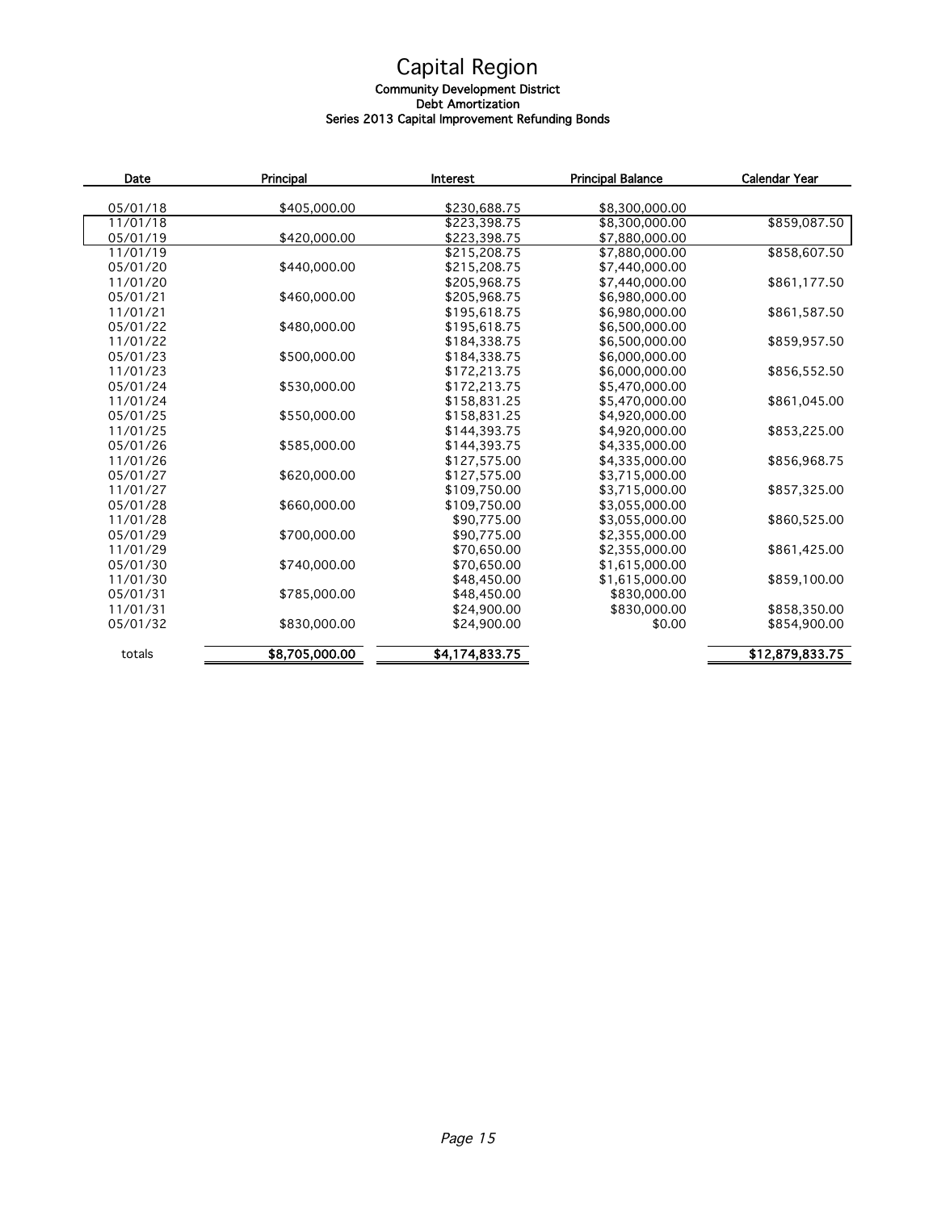# Capital Region

### Community Development District
### Debt Amortization
### Series 2013 Capital Improvement Refunding Bonds

| Date | Principal | Interest | Principal Balance | Calendar Year |
|---|---|---|---|---|
| 05/01/18 | $405,000.00 | $230,688.75 | $8,300,000.00 | |
| 11/01/18 | | $223,398.75 | $8,300,000.00 | $859,087.50 |
| 05/01/19 | $420,000.00 | $223,398.75 | $7,880,000.00 | |
| 11/01/19 | | $215,208.75 | $7,880,000.00 | $858,607.50 |
| 05/01/20 | $440,000.00 | $215,208.75 | $7,440,000.00 | |
| 11/01/20 | | $205,968.75 | $7,440,000.00 | $861,177.50 |
| 05/01/21 | $460,000.00 | $205,968.75 | $6,980,000.00 | |
| 11/01/21 | | $195,618.75 | $6,980,000.00 | $861,587.50 |
| 05/01/22 | $480,000.00 | $195,618.75 | $6,500,000.00 | |
| 11/01/22 | | $184,338.75 | $6,500,000.00 | $859,957.50 |
| 05/01/23 | $500,000.00 | $184,338.75 | $6,000,000.00 | |
| 11/01/23 | | $172,213.75 | $6,000,000.00 | $856,552.50 |
| 05/01/24 | $530,000.00 | $172,213.75 | $5,470,000.00 | |
| 11/01/24 | | $158,831.25 | $5,470,000.00 | $861,045.00 |
| 05/01/25 | $550,000.00 | $158,831.25 | $4,920,000.00 | |
| 11/01/25 | | $144,393.75 | $4,920,000.00 | $853,225.00 |
| 05/01/26 | $585,000.00 | $144,393.75 | $4,335,000.00 | |
| 11/01/26 | | $127,575.00 | $4,335,000.00 | $856,968.75 |
| 05/01/27 | $620,000.00 | $127,575.00 | $3,715,000.00 | |
| 11/01/27 | | $109,750.00 | $3,715,000.00 | $857,325.00 |
| 05/01/28 | $660,000.00 | $109,750.00 | $3,055,000.00 | |
| 11/01/28 | | $90,775.00 | $3,055,000.00 | $860,525.00 |
| 05/01/29 | $700,000.00 | $90,775.00 | $2,355,000.00 | |
| 11/01/29 | | $70,650.00 | $2,355,000.00 | $861,425.00 |
| 05/01/30 | $740,000.00 | $70,650.00 | $1,615,000.00 | |
| 11/01/30 | | $48,450.00 | $1,615,000.00 | $859,100.00 |
| 05/01/31 | $785,000.00 | $48,450.00 | $830,000.00 | |
| 11/01/31 | | $24,900.00 | $830,000.00 | $858,350.00 |
| 05/01/32 | $830,000.00 | $24,900.00 | $0.00 | $854,900.00 |
| totals | **$8,705,000.00** | **$4,174,833.75** | | **$12,879,833.75** |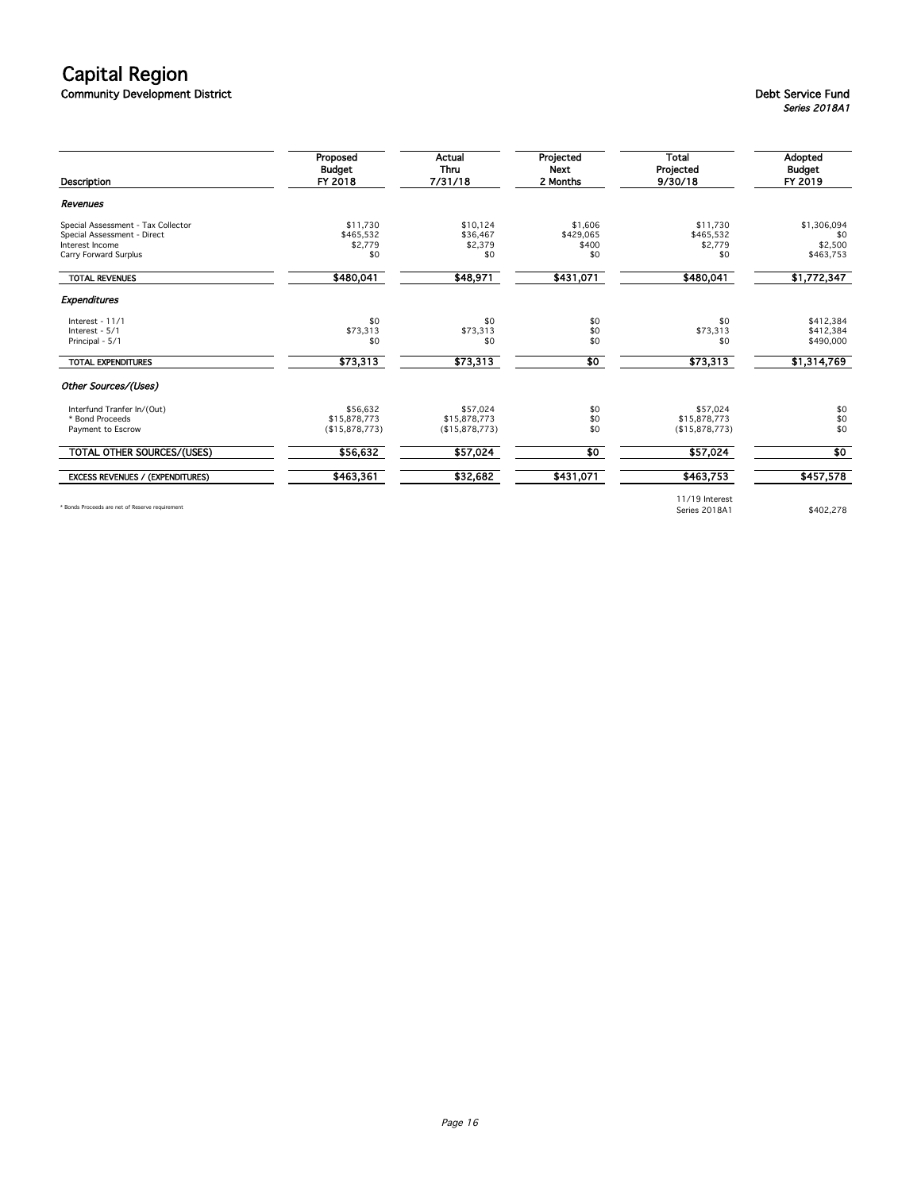# Capital Region

**Community Development District**

**Debt Service Fund**
*Series 2018A1*

| Description | Proposed Budget FY 2018 | Actual Thru 7/31/18 | Projected Next 2 Months | Total Projected 9/30/18 | Adopted Budget FY 2019 |
|---|---|---|---|---|---|
| ***Revenues*** | | | | | |
| Special Assessment - Tax Collector | $11,730 | $10,124 | $1,606 | $11,730 | $1,306,094 |
| Special Assessment - Direct | $465,532 | $36,467 | $429,065 | $465,532 | $0 |
| Interest Income | $2,779 | $2,379 | $400 | $2,779 | $2,500 |
| Carry Forward Surplus | $0 | $0 | $0 | $0 | $463,753 |
| **TOTAL REVENUES** | **$480,041** | **$48,971** | **$431,071** | **$480,041** | **$1,772,347** |
| ***Expenditures*** | | | | | |
| Interest - 11/1 | $0 | $0 | $0 | $0 | $412,384 |
| Interest - 5/1 | $73,313 | $73,313 | $0 | $73,313 | $412,384 |
| Principal - 5/1 | $0 | $0 | $0 | $0 | $490,000 |
| **TOTAL EXPENDITURES** | **$73,313** | **$73,313** | **$0** | **$73,313** | **$1,314,769** |
| ***Other Sources/(Uses)*** | | | | | |
| Interfund Tranfer In/(Out) | $56,632 | $57,024 | $0 | $57,024 | $0 |
| * Bond Proceeds | $15,878,773 | $15,878,773 | $0 | $15,878,773 | $0 |
| Payment to Escrow | ($15,878,773) | ($15,878,773) | $0 | ($15,878,773) | $0 |
| **TOTAL OTHER SOURCES/(USES)** | **$56,632** | **$57,024** | **$0** | **$57,024** | **$0** |
| **EXCESS REVENUES / (EXPENDITURES)** | **$463,361** | **$32,682** | **$431,071** | **$463,753** | **$457,578** |
| | | | | 11/19 Interest Series 2018A1 | $402,278 |

* Bonds Proceeds are net of Reserve requirement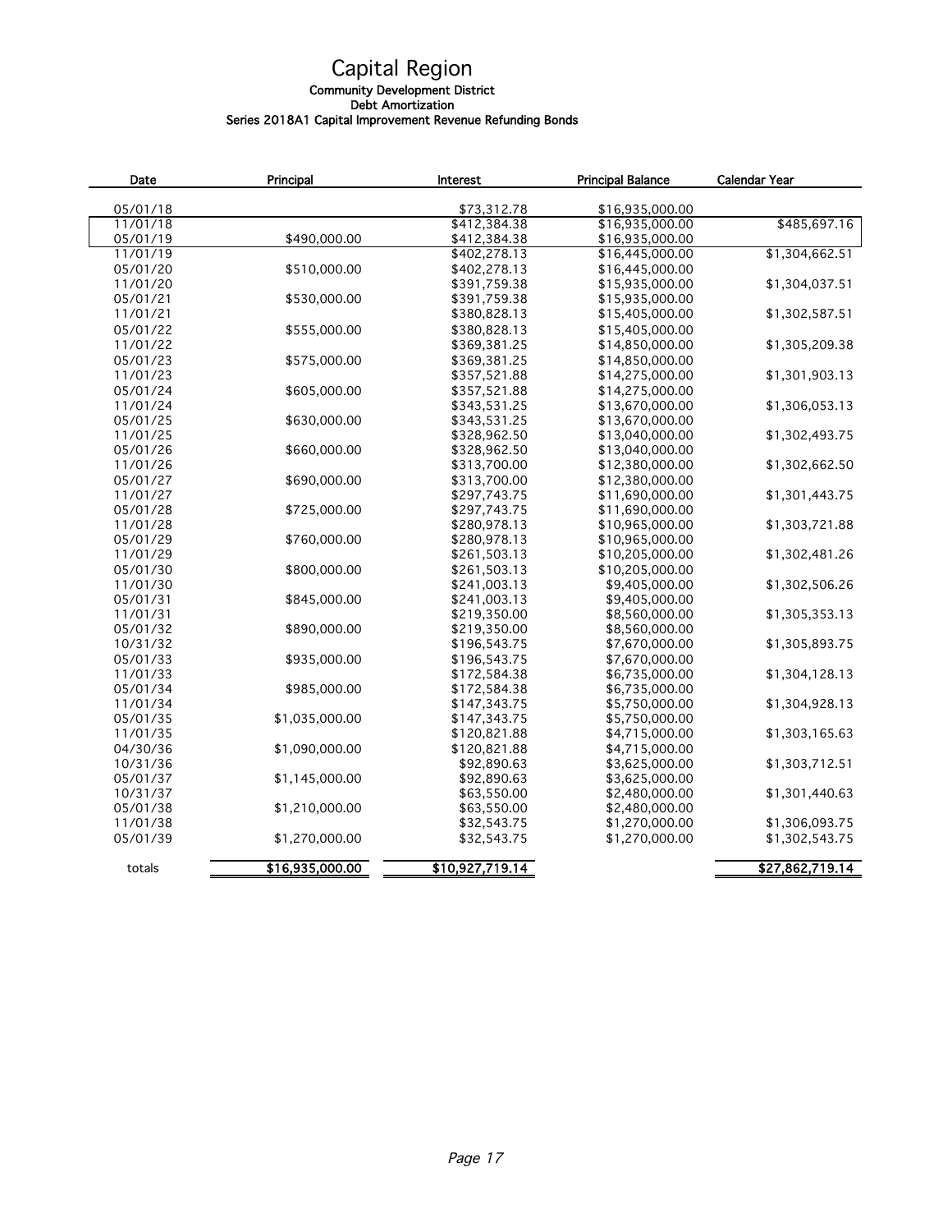# Capital Region

### Community Development District
### Debt Amortization
### Series 2018A1 Capital Improvement Revenue Refunding Bonds

| Date | Principal | Interest | Principal Balance | Calendar Year |
|---|---|---|---|---|
| 05/01/18 | | $73,312.78 | $16,935,000.00 | |
| 11/01/18 | | $412,384.38 | $16,935,000.00 | $485,697.16 |
| 05/01/19 | $490,000.00 | $412,384.38 | $16,935,000.00 | |
| 11/01/19 | | $402,278.13 | $16,445,000.00 | $1,304,662.51 |
| 05/01/20 | $510,000.00 | $402,278.13 | $16,445,000.00 | |
| 11/01/20 | | $391,759.38 | $15,935,000.00 | $1,304,037.51 |
| 05/01/21 | $530,000.00 | $391,759.38 | $15,935,000.00 | |
| 11/01/21 | | $380,828.13 | $15,405,000.00 | $1,302,587.51 |
| 05/01/22 | $555,000.00 | $380,828.13 | $15,405,000.00 | |
| 11/01/22 | | $369,381.25 | $14,850,000.00 | $1,305,209.38 |
| 05/01/23 | $575,000.00 | $369,381.25 | $14,850,000.00 | |
| 11/01/23 | | $357,521.88 | $14,275,000.00 | $1,301,903.13 |
| 05/01/24 | $605,000.00 | $357,521.88 | $14,275,000.00 | |
| 11/01/24 | | $343,531.25 | $13,670,000.00 | $1,306,053.13 |
| 05/01/25 | $630,000.00 | $343,531.25 | $13,670,000.00 | |
| 11/01/25 | | $328,962.50 | $13,040,000.00 | $1,302,493.75 |
| 05/01/26 | $660,000.00 | $328,962.50 | $13,040,000.00 | |
| 11/01/26 | | $313,700.00 | $12,380,000.00 | $1,302,662.50 |
| 05/01/27 | $690,000.00 | $313,700.00 | $12,380,000.00 | |
| 11/01/27 | | $297,743.75 | $11,690,000.00 | $1,301,443.75 |
| 05/01/28 | $725,000.00 | $297,743.75 | $11,690,000.00 | |
| 11/01/28 | | $280,978.13 | $10,965,000.00 | $1,303,721.88 |
| 05/01/29 | $760,000.00 | $280,978.13 | $10,965,000.00 | |
| 11/01/29 | | $261,503.13 | $10,205,000.00 | $1,302,481.26 |
| 05/01/30 | $800,000.00 | $261,503.13 | $10,205,000.00 | |
| 11/01/30 | | $241,003.13 | $9,405,000.00 | $1,302,506.26 |
| 05/01/31 | $845,000.00 | $241,003.13 | $9,405,000.00 | |
| 11/01/31 | | $219,350.00 | $8,560,000.00 | $1,305,353.13 |
| 05/01/32 | $890,000.00 | $219,350.00 | $8,560,000.00 | |
| 10/31/32 | | $196,543.75 | $7,670,000.00 | $1,305,893.75 |
| 05/01/33 | $935,000.00 | $196,543.75 | $7,670,000.00 | |
| 11/01/33 | | $172,584.38 | $6,735,000.00 | $1,304,128.13 |
| 05/01/34 | $985,000.00 | $172,584.38 | $6,735,000.00 | |
| 11/01/34 | | $147,343.75 | $5,750,000.00 | $1,304,928.13 |
| 05/01/35 | $1,035,000.00 | $147,343.75 | $5,750,000.00 | |
| 11/01/35 | | $120,821.88 | $4,715,000.00 | $1,303,165.63 |
| 04/30/36 | $1,090,000.00 | $120,821.88 | $4,715,000.00 | |
| 10/31/36 | | $92,890.63 | $3,625,000.00 | $1,303,712.51 |
| 05/01/37 | $1,145,000.00 | $92,890.63 | $3,625,000.00 | |
| 10/31/37 | | $63,550.00 | $2,480,000.00 | $1,301,440.63 |
| 05/01/38 | $1,210,000.00 | $63,550.00 | $2,480,000.00 | |
| 11/01/38 | | $32,543.75 | $1,270,000.00 | $1,306,093.75 |
| 05/01/39 | $1,270,000.00 | $32,543.75 | $1,270,000.00 | $1,302,543.75 |
| totals | $16,935,000.00 | $10,927,719.14 | | $27,862,719.14 |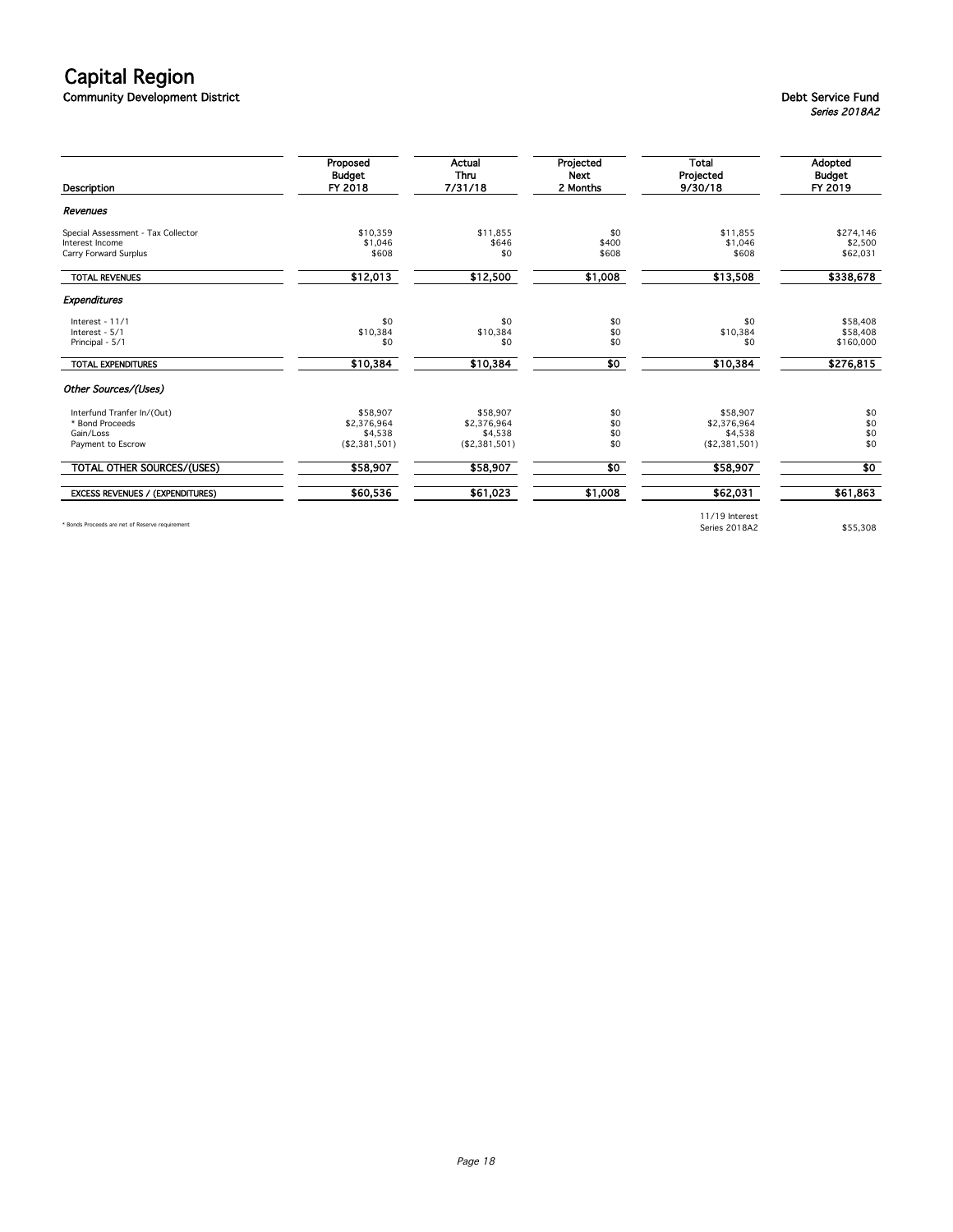# Capital Region

## Community Development District

**Debt Service Fund**
*Series 2018A2*

| Description | Proposed Budget FY 2018 | Actual Thru 7/31/18 | Projected Next 2 Months | Total Projected 9/30/18 | Adopted Budget FY 2019 |
|---|---|---|---|---|---|
| ***Revenues*** | | | | | |
| Special Assessment - Tax Collector | $10,359 | $11,855 | $0 | $11,855 | $274,146 |
| Interest Income | $1,046 | $646 | $400 | $1,046 | $2,500 |
| Carry Forward Surplus | $608 | $0 | $608 | $608 | $62,031 |
| **TOTAL REVENUES** | **$12,013** | **$12,500** | **$1,008** | **$13,508** | **$338,678** |
| ***Expenditures*** | | | | | |
| Interest - 11/1 | $0 | $0 | $0 | $0 | $58,408 |
| Interest - 5/1 | $10,384 | $10,384 | $0 | $10,384 | $58,408 |
| Principal - 5/1 | $0 | $0 | $0 | $0 | $160,000 |
| **TOTAL EXPENDITURES** | **$10,384** | **$10,384** | **$0** | **$10,384** | **$276,815** |
| ***Other Sources/(Uses)*** | | | | | |
| Interfund Tranfer In/(Out) | $58,907 | $58,907 | $0 | $58,907 | $0 |
| * Bond Proceeds | $2,376,964 | $2,376,964 | $0 | $2,376,964 | $0 |
| Gain/Loss | $4,538 | $4,538 | $0 | $4,538 | $0 |
| Payment to Escrow | ($2,381,501) | ($2,381,501) | $0 | ($2,381,501) | $0 |
| **TOTAL OTHER SOURCES/(USES)** | **$58,907** | **$58,907** | **$0** | **$58,907** | **$0** |
| **EXCESS REVENUES / (EXPENDITURES)** | **$60,536** | **$61,023** | **$1,008** | **$62,031** | **$61,863** |
| | | | | 11/19 Interest Series 2018A2 | $55,308 |

* Bonds Proceeds are net of Reserve requirement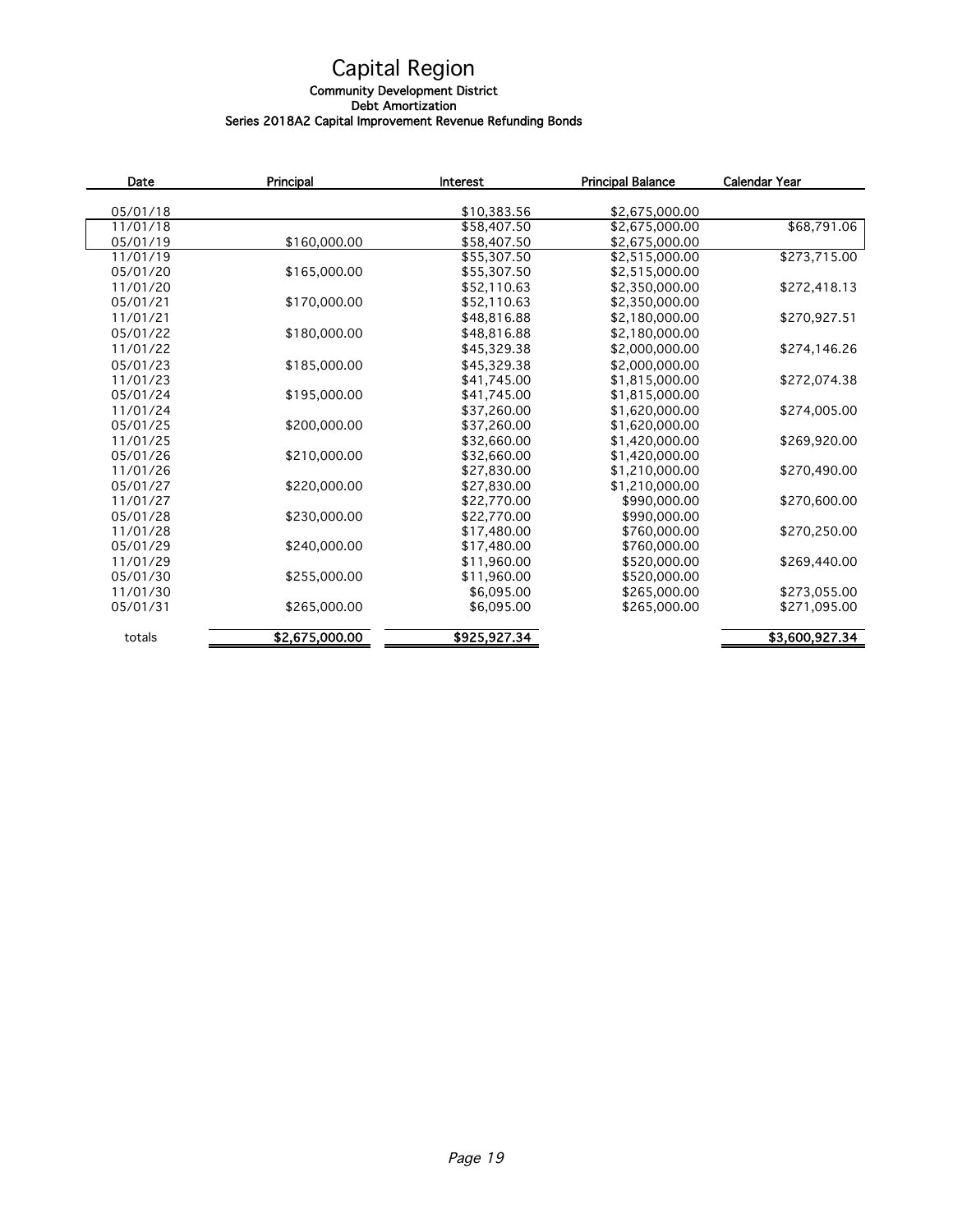# Capital Region

### Community Development District
### Debt Amortization
### Series 2018A2 Capital Improvement Revenue Refunding Bonds

| Date | Principal | Interest | Principal Balance | Calendar Year |
|---|---|---|---|---|
| 05/01/18 | | $10,383.56 | $2,675,000.00 | |
| 11/01/18 | | $58,407.50 | $2,675,000.00 | $68,791.06 |
| 05/01/19 | $160,000.00 | $58,407.50 | $2,675,000.00 | |
| 11/01/19 | | $55,307.50 | $2,515,000.00 | $273,715.00 |
| 05/01/20 | $165,000.00 | $55,307.50 | $2,515,000.00 | |
| 11/01/20 | | $52,110.63 | $2,350,000.00 | $272,418.13 |
| 05/01/21 | $170,000.00 | $52,110.63 | $2,350,000.00 | |
| 11/01/21 | | $48,816.88 | $2,180,000.00 | $270,927.51 |
| 05/01/22 | $180,000.00 | $48,816.88 | $2,180,000.00 | |
| 11/01/22 | | $45,329.38 | $2,000,000.00 | $274,146.26 |
| 05/01/23 | $185,000.00 | $45,329.38 | $2,000,000.00 | |
| 11/01/23 | | $41,745.00 | $1,815,000.00 | $272,074.38 |
| 05/01/24 | $195,000.00 | $41,745.00 | $1,815,000.00 | |
| 11/01/24 | | $37,260.00 | $1,620,000.00 | $274,005.00 |
| 05/01/25 | $200,000.00 | $37,260.00 | $1,620,000.00 | |
| 11/01/25 | | $32,660.00 | $1,420,000.00 | $269,920.00 |
| 05/01/26 | $210,000.00 | $32,660.00 | $1,420,000.00 | |
| 11/01/26 | | $27,830.00 | $1,210,000.00 | $270,490.00 |
| 05/01/27 | $220,000.00 | $27,830.00 | $1,210,000.00 | |
| 11/01/27 | | $22,770.00 | $990,000.00 | $270,600.00 |
| 05/01/28 | $230,000.00 | $22,770.00 | $990,000.00 | |
| 11/01/28 | | $17,480.00 | $760,000.00 | $270,250.00 |
| 05/01/29 | $240,000.00 | $17,480.00 | $760,000.00 | |
| 11/01/29 | | $11,960.00 | $520,000.00 | $269,440.00 |
| 05/01/30 | $255,000.00 | $11,960.00 | $520,000.00 | |
| 11/01/30 | | $6,095.00 | $265,000.00 | $273,055.00 |
| 05/01/31 | $265,000.00 | $6,095.00 | $265,000.00 | $271,095.00 |
| totals | $2,675,000.00 | $925,927.34 | | $3,600,927.34 |